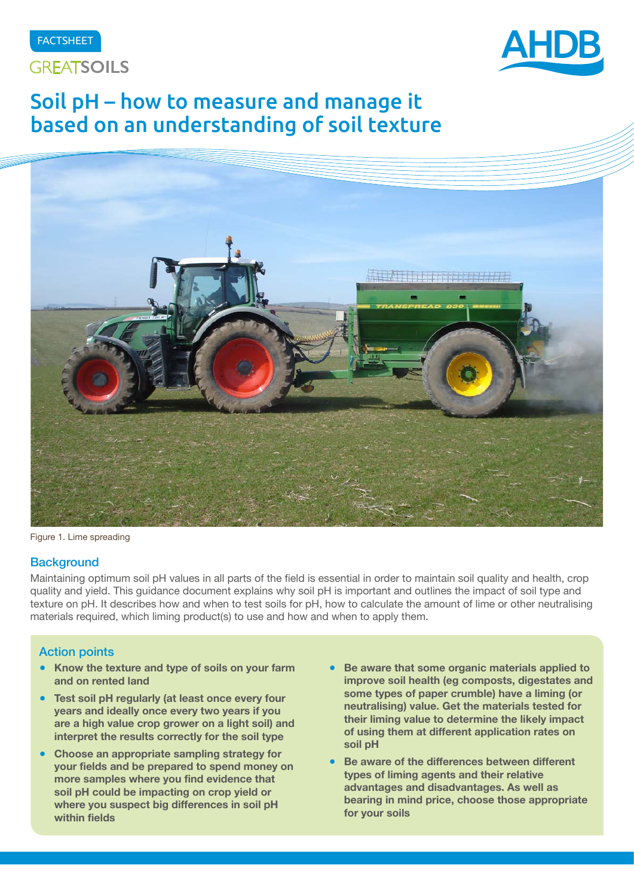FACTSHEET

GREATSOILS

# Soil pH – how to measure and manage it based on an understanding of soil texture

Figure 1. Lime spreading

## Background

Maintaining optimum soil pH values in all parts of the field is essential in order to maintain soil quality and health, crop quality and yield. This guidance document explains why soil pH is important and outlines the impact of soil type and texture on pH. It describes how and when to test soils for pH, how to calculate the amount of lime or other neutralising materials required, which liming product(s) to use and how and when to apply them.

### Action points

- **Know the texture and type of soils on your farm and on rented land**
- **Test soil pH regularly (at least once every four years and ideally once every two years if you are a high value crop grower on a light soil) and interpret the results correctly for the soil type**
- **Choose an appropriate sampling strategy for your fields and be prepared to spend money on more samples where you find evidence that soil pH could be impacting on crop yield or where you suspect big differences in soil pH within fields**
- **Be aware that some organic materials applied to improve soil health (eg composts, digestates and some types of paper crumble) have a liming (or neutralising) value. Get the materials tested for their liming value to determine the likely impact of using them at different application rates on soil pH**
- **Be aware of the differences between different types of liming agents and their relative advantages and disadvantages. As well as bearing in mind price, choose those appropriate for your soils**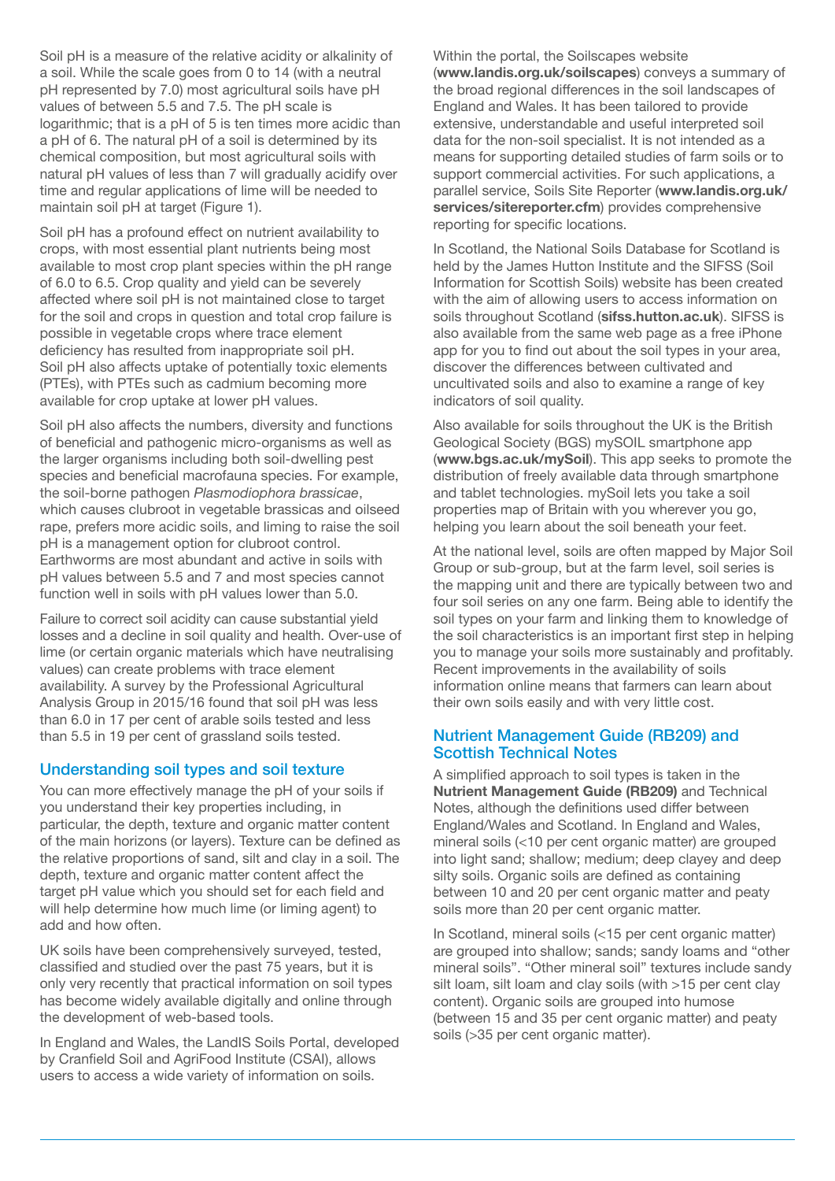Soil pH is a measure of the relative acidity or alkalinity of a soil. While the scale goes from 0 to 14 (with a neutral pH represented by 7.0) most agricultural soils have pH values of between 5.5 and 7.5. The pH scale is logarithmic; that is a pH of 5 is ten times more acidic than a pH of 6. The natural pH of a soil is determined by its chemical composition, but most agricultural soils with natural pH values of less than 7 will gradually acidify over time and regular applications of lime will be needed to maintain soil pH at target (Figure 1).

Soil pH has a profound effect on nutrient availability to crops, with most essential plant nutrients being most available to most crop plant species within the pH range of 6.0 to 6.5. Crop quality and yield can be severely affected where soil pH is not maintained close to target for the soil and crops in question and total crop failure is possible in vegetable crops where trace element deficiency has resulted from inappropriate soil pH. Soil pH also affects uptake of potentially toxic elements (PTEs), with PTEs such as cadmium becoming more available for crop uptake at lower pH values.

Soil pH also affects the numbers, diversity and functions of beneficial and pathogenic micro-organisms as well as the larger organisms including both soil-dwelling pest species and beneficial macrofauna species. For example, the soil-borne pathogen *Plasmodiophora brassicae*, which causes clubroot in vegetable brassicas and oilseed rape, prefers more acidic soils, and liming to raise the soil pH is a management option for clubroot control. Earthworms are most abundant and active in soils with pH values between 5.5 and 7 and most species cannot function well in soils with pH values lower than 5.0.

Failure to correct soil acidity can cause substantial yield losses and a decline in soil quality and health. Over-use of lime (or certain organic materials which have neutralising values) can create problems with trace element availability. A survey by the Professional Agricultural Analysis Group in 2015/16 found that soil pH was less than 6.0 in 17 per cent of arable soils tested and less than 5.5 in 19 per cent of grassland soils tested.

## Understanding soil types and soil texture

You can more effectively manage the pH of your soils if you understand their key properties including, in particular, the depth, texture and organic matter content of the main horizons (or layers). Texture can be defined as the relative proportions of sand, silt and clay in a soil. The depth, texture and organic matter content affect the target pH value which you should set for each field and will help determine how much lime (or liming agent) to add and how often.

UK soils have been comprehensively surveyed, tested, classified and studied over the past 75 years, but it is only very recently that practical information on soil types has become widely available digitally and online through the development of web-based tools.

In England and Wales, the LandIS Soils Portal, developed by Cranfield Soil and AgriFood Institute (CSAI), allows users to access a wide variety of information on soils.

Within the portal, the Soilscapes website (**www.landis.org.uk/soilscapes**) conveys a summary of the broad regional differences in the soil landscapes of England and Wales. It has been tailored to provide extensive, understandable and useful interpreted soil data for the non-soil specialist. It is not intended as a means for supporting detailed studies of farm soils or to support commercial activities. For such applications, a parallel service, Soils Site Reporter (**www.landis.org.uk/services/sitereporter.cfm**) provides comprehensive reporting for specific locations.

In Scotland, the National Soils Database for Scotland is held by the James Hutton Institute and the SIFSS (Soil Information for Scottish Soils) website has been created with the aim of allowing users to access information on soils throughout Scotland (**sifss.hutton.ac.uk**). SIFSS is also available from the same web page as a free iPhone app for you to find out about the soil types in your area, discover the differences between cultivated and uncultivated soils and also to examine a range of key indicators of soil quality.

Also available for soils throughout the UK is the British Geological Society (BGS) mySOIL smartphone app (**www.bgs.ac.uk/mySoil**). This app seeks to promote the distribution of freely available data through smartphone and tablet technologies. mySoil lets you take a soil properties map of Britain with you wherever you go, helping you learn about the soil beneath your feet.

At the national level, soils are often mapped by Major Soil Group or sub-group, but at the farm level, soil series is the mapping unit and there are typically between two and four soil series on any one farm. Being able to identify the soil types on your farm and linking them to knowledge of the soil characteristics is an important first step in helping you to manage your soils more sustainably and profitably. Recent improvements in the availability of soils information online means that farmers can learn about their own soils easily and with very little cost.

## Nutrient Management Guide (RB209) and Scottish Technical Notes

A simplified approach to soil types is taken in the **Nutrient Management Guide (RB209)** and Technical Notes, although the definitions used differ between England/Wales and Scotland. In England and Wales, mineral soils (<10 per cent organic matter) are grouped into light sand; shallow; medium; deep clayey and deep silty soils. Organic soils are defined as containing between 10 and 20 per cent organic matter and peaty soils more than 20 per cent organic matter.

In Scotland, mineral soils (<15 per cent organic matter) are grouped into shallow; sands; sandy loams and "other mineral soils". "Other mineral soil" textures include sandy silt loam, silt loam and clay soils (with >15 per cent clay content). Organic soils are grouped into humose (between 15 and 35 per cent organic matter) and peaty soils (>35 per cent organic matter).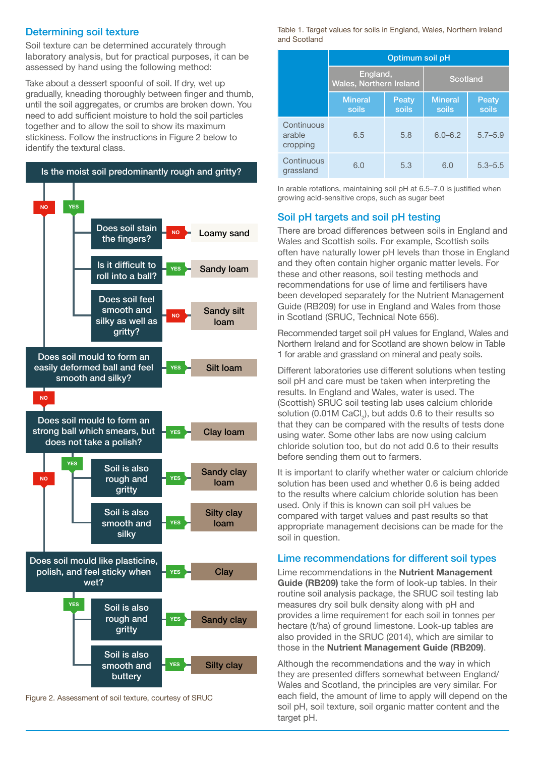## Determining soil texture

Soil texture can be determined accurately through laboratory analysis, but for practical purposes, it can be assessed by hand using the following method:

Take about a dessert spoonful of soil. If dry, wet up gradually, kneading thoroughly between finger and thumb, until the soil aggregates, or crumbs are broken down. You need to add sufficient moisture to hold the soil particles together and to allow the soil to show its maximum stickiness. Follow the instructions in Figure 2 below to identify the textural class.

- **Is the moist soil predominantly rough and gritty?**
  - YES:
    - Does soil stain the fingers? — NO → Loamy sand
    - Is it difficult to roll into a ball? — YES → Sandy loam
    - Does soil feel smooth and silky as well as gritty? — NO → Sandy silt loam
  - NO:
    - **Does soil mould to form an easily deformed ball and feel smooth and silky?** — YES → Silt loam
    - NO:
      - **Does soil mould to form an strong ball which smears, but does not take a polish?** — YES → Clay loam
        - YES:
          - Soil is also rough and gritty — YES → Sandy clay loam
          - Soil is also smooth and silky — YES → Silty clay loam
      - NO:
        - **Does soil mould like plasticine, polish, and feel sticky when wet?** — YES → Clay
          - YES:
            - Soil is also rough and gritty — YES → Sandy clay
            - Soil is also smooth and buttery — YES → Silty clay

Figure 2. Assessment of soil texture, courtesy of SRUC

Table 1. Target values for soils in England, Wales, Northern Ireland and Scotland

| | Optimum soil pH | | | |
|---|---|---|---|---|
| | England, Wales, Northern Ireland | | Scotland | |
| | Mineral soils | Peaty soils | Mineral soils | Peaty soils |
| Continuous arable cropping | 6.5 | 5.8 | 6.0–6.2 | 5.7–5.9 |
| Continuous grassland | 6.0 | 5.3 | 6.0 | 5.3–5.5 |

In arable rotations, maintaining soil pH at 6.5–7.0 is justified when growing acid-sensitive crops, such as sugar beet

## Soil pH targets and soil pH testing

There are broad differences between soils in England and Wales and Scottish soils. For example, Scottish soils often have naturally lower pH levels than those in England and they often contain higher organic matter levels. For these and other reasons, soil testing methods and recommendations for use of lime and fertilisers have been developed separately for the Nutrient Management Guide (RB209) for use in England and Wales from those in Scotland (SRUC, Technical Note 656).

Recommended target soil pH values for England, Wales and Northern Ireland and for Scotland are shown below in Table 1 for arable and grassland on mineral and peaty soils.

Different laboratories use different solutions when testing soil pH and care must be taken when interpreting the results. In England and Wales, water is used. The (Scottish) SRUC soil testing lab uses calcium chloride solution (0.01M $CaCl_2$), but adds 0.6 to their results so that they can be compared with the results of tests done using water. Some other labs are now using calcium chloride solution too, but do not add 0.6 to their results before sending them out to farmers.

It is important to clarify whether water or calcium chloride solution has been used and whether 0.6 is being added to the results where calcium chloride solution has been used. Only if this is known can soil pH values be compared with target values and past results so that appropriate management decisions can be made for the soil in question.

## Lime recommendations for different soil types

Lime recommendations in the **Nutrient Management Guide (RB209)** take the form of look-up tables. In their routine soil analysis package, the SRUC soil testing lab measures dry soil bulk density along with pH and provides a lime requirement for each soil in tonnes per hectare (t/ha) of ground limestone. Look-up tables are also provided in the SRUC (2014), which are similar to those in the **Nutrient Management Guide (RB209)**.

Although the recommendations and the way in which they are presented differs somewhat between England/Wales and Scotland, the principles are very similar. For each field, the amount of lime to apply will depend on the soil pH, soil texture, soil organic matter content and the target pH.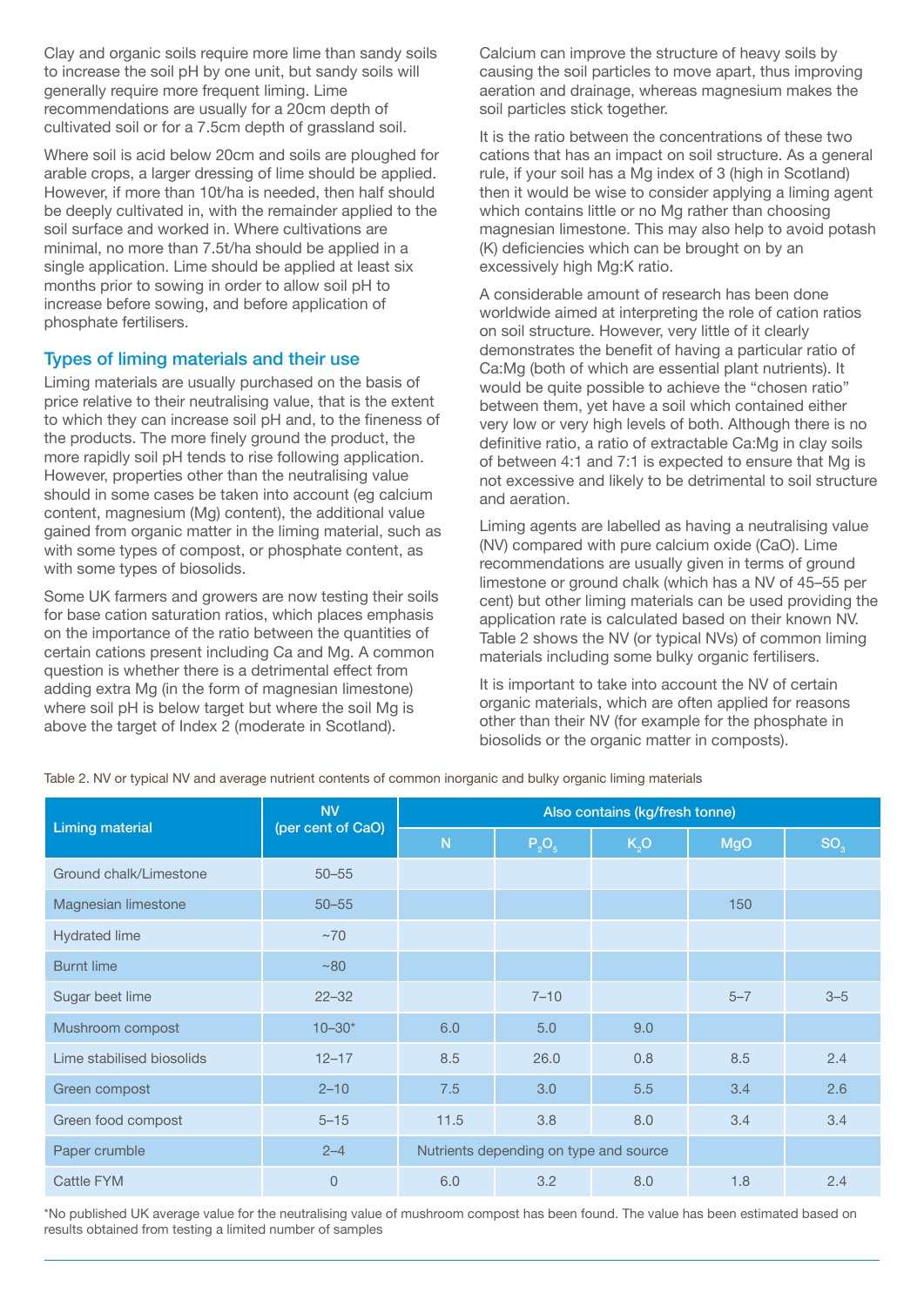Clay and organic soils require more lime than sandy soils to increase the soil pH by one unit, but sandy soils will generally require more frequent liming. Lime recommendations are usually for a 20cm depth of cultivated soil or for a 7.5cm depth of grassland soil.

Where soil is acid below 20cm and soils are ploughed for arable crops, a larger dressing of lime should be applied. However, if more than 10t/ha is needed, then half should be deeply cultivated in, with the remainder applied to the soil surface and worked in. Where cultivations are minimal, no more than 7.5t/ha should be applied in a single application. Lime should be applied at least six months prior to sowing in order to allow soil pH to increase before sowing, and before application of phosphate fertilisers.

## Types of liming materials and their use

Liming materials are usually purchased on the basis of price relative to their neutralising value, that is the extent to which they can increase soil pH and, to the fineness of the products. The more finely ground the product, the more rapidly soil pH tends to rise following application. However, properties other than the neutralising value should in some cases be taken into account (eg calcium content, magnesium (Mg) content), the additional value gained from organic matter in the liming material, such as with some types of compost, or phosphate content, as with some types of biosolids.

Some UK farmers and growers are now testing their soils for base cation saturation ratios, which places emphasis on the importance of the ratio between the quantities of certain cations present including Ca and Mg. A common question is whether there is a detrimental effect from adding extra Mg (in the form of magnesian limestone) where soil pH is below target but where the soil Mg is above the target of Index 2 (moderate in Scotland).

Calcium can improve the structure of heavy soils by causing the soil particles to move apart, thus improving aeration and drainage, whereas magnesium makes the soil particles stick together.

It is the ratio between the concentrations of these two cations that has an impact on soil structure. As a general rule, if your soil has a Mg index of 3 (high in Scotland) then it would be wise to consider applying a liming agent which contains little or no Mg rather than choosing magnesian limestone. This may also help to avoid potash (K) deficiencies which can be brought on by an excessively high Mg:K ratio.

A considerable amount of research has been done worldwide aimed at interpreting the role of cation ratios on soil structure. However, very little of it clearly demonstrates the benefit of having a particular ratio of Ca:Mg (both of which are essential plant nutrients). It would be quite possible to achieve the "chosen ratio" between them, yet have a soil which contained either very low or very high levels of both. Although there is no definitive ratio, a ratio of extractable Ca:Mg in clay soils of between 4:1 and 7:1 is expected to ensure that Mg is not excessive and likely to be detrimental to soil structure and aeration.

Liming agents are labelled as having a neutralising value (NV) compared with pure calcium oxide (CaO). Lime recommendations are usually given in terms of ground limestone or ground chalk (which has a NV of 45–55 per cent) but other liming materials can be used providing the application rate is calculated based on their known NV. Table 2 shows the NV (or typical NVs) of common liming materials including some bulky organic fertilisers.

It is important to take into account the NV of certain organic materials, which are often applied for reasons other than their NV (for example for the phosphate in biosolids or the organic matter in composts).

Table 2. NV or typical NV and average nutrient contents of common inorganic and bulky organic liming materials

| Liming material | NV (per cent of CaO) | Also contains (kg/fresh tonne) | | | | |
|---|---|---|---|---|---|---|
| | | N | $P_2O_5$ | $K_2O$ | MgO | $SO_3$ |
| Ground chalk/Limestone | 50–55 | | | | | |
| Magnesian limestone | 50–55 | | | | 150 | |
| Hydrated lime | ~70 | | | | | |
| Burnt lime | ~80 | | | | | |
| Sugar beet lime | 22–32 | | 7–10 | | 5–7 | 3–5 |
| Mushroom compost | 10–30* | 6.0 | 5.0 | 9.0 | | |
| Lime stabilised biosolids | 12–17 | 8.5 | 26.0 | 0.8 | 8.5 | 2.4 |
| Green compost | 2–10 | 7.5 | 3.0 | 5.5 | 3.4 | 2.6 |
| Green food compost | 5–15 | 11.5 | 3.8 | 8.0 | 3.4 | 3.4 |
| Paper crumble | 2–4 | Nutrients depending on type and source | | | | |
| Cattle FYM | 0 | 6.0 | 3.2 | 8.0 | 1.8 | 2.4 |

*No published UK average value for the neutralising value of mushroom compost has been found. The value has been estimated based on results obtained from testing a limited number of samples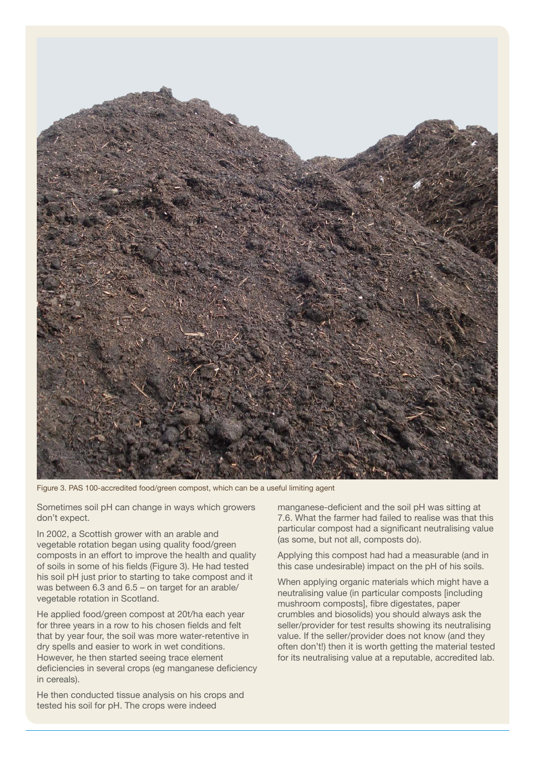Figure 3. PAS 100-accredited food/green compost, which can be a useful limiting agent

Sometimes soil pH can change in ways which growers don't expect.

In 2002, a Scottish grower with an arable and vegetable rotation began using quality food/green composts in an effort to improve the health and quality of soils in some of his fields (Figure 3). He had tested his soil pH just prior to starting to take compost and it was between 6.3 and 6.5 – on target for an arable/vegetable rotation in Scotland.

He applied food/green compost at 20t/ha each year for three years in a row to his chosen fields and felt that by year four, the soil was more water-retentive in dry spells and easier to work in wet conditions. However, he then started seeing trace element deficiencies in several crops (eg manganese deficiency in cereals).

He then conducted tissue analysis on his crops and tested his soil for pH. The crops were indeed manganese-deficient and the soil pH was sitting at 7.6. What the farmer had failed to realise was that this particular compost had a significant neutralising value (as some, but not all, composts do).

Applying this compost had had a measurable (and in this case undesirable) impact on the pH of his soils.

When applying organic materials which might have a neutralising value (in particular composts [including mushroom composts], fibre digestates, paper crumbles and biosolids) you should always ask the seller/provider for test results showing its neutralising value. If the seller/provider does not know (and they often don't!) then it is worth getting the material tested for its neutralising value at a reputable, accredited lab.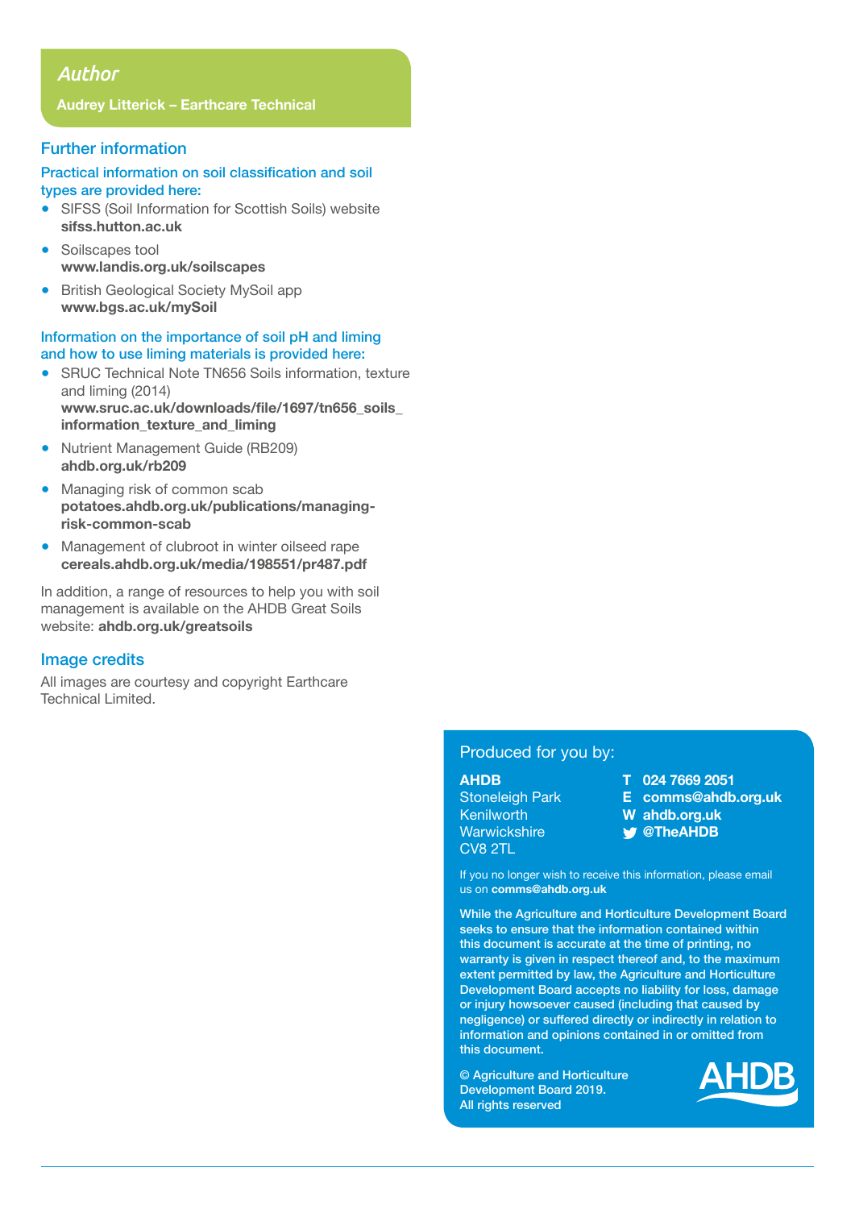## *Author*

**Audrey Litterick – Earthcare Technical**

## Further information

### Practical information on soil classification and soil types are provided here:

- SIFSS (Soil Information for Scottish Soils) website
  **sifss.hutton.ac.uk**
- Soilscapes tool
  **www.landis.org.uk/soilscapes**
- British Geological Society MySoil app
  **www.bgs.ac.uk/mySoil**

### Information on the importance of soil pH and liming and how to use liming materials is provided here:

- SRUC Technical Note TN656 Soils information, texture and liming (2014)
  **www.sruc.ac.uk/downloads/file/1697/tn656_soils_information_texture_and_liming**
- Nutrient Management Guide (RB209)
  **ahdb.org.uk/rb209**
- Managing risk of common scab
  **potatoes.ahdb.org.uk/publications/managing-risk-common-scab**
- Management of clubroot in winter oilseed rape
  **cereals.ahdb.org.uk/media/198551/pr487.pdf**

In addition, a range of resources to help you with soil management is available on the AHDB Great Soils website: **ahdb.org.uk/greatsoils**

## Image credits

All images are courtesy and copyright Earthcare Technical Limited.

Produced for you by:

**AHDB**
Stoneleigh Park
Kenilworth
Warwickshire
CV8 2TL

**T 024 7669 2051**
**E comms@ahdb.org.uk**
**W ahdb.org.uk**
**@TheAHDB**

If you no longer wish to receive this information, please email us on **comms@ahdb.org.uk**

While the Agriculture and Horticulture Development Board seeks to ensure that the information contained within this document is accurate at the time of printing, no warranty is given in respect thereof and, to the maximum extent permitted by law, the Agriculture and Horticulture Development Board accepts no liability for loss, damage or injury howsoever caused (including that caused by negligence) or suffered directly or indirectly in relation to information and opinions contained in or omitted from this document.

© Agriculture and Horticulture Development Board 2019.
All rights reserved

AHDB